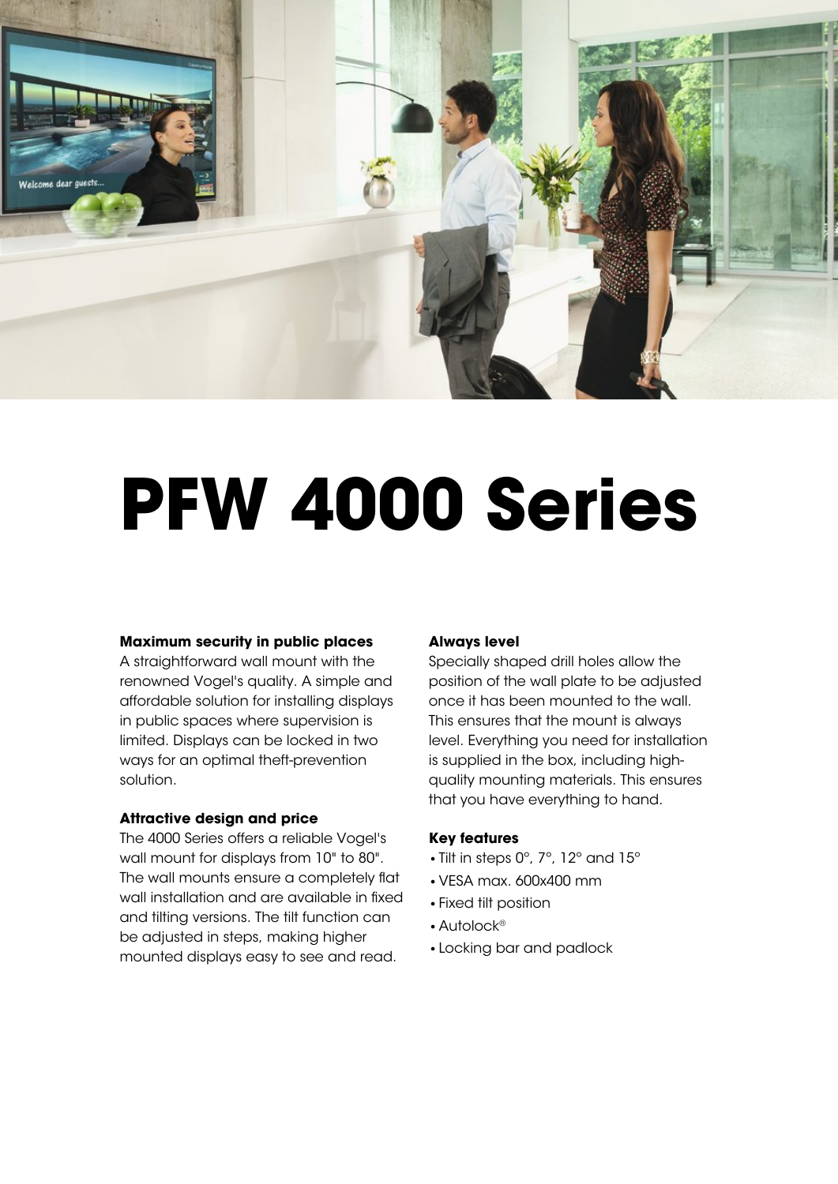# PFW 4000 Series

**Maximum security in public places**
A straightforward wall mount with the renowned Vogel's quality. A simple and affordable solution for installing displays in public spaces where supervision is limited. Displays can be locked in two ways for an optimal theft-prevention solution.

**Attractive design and price**
The 4000 Series offers a reliable Vogel's wall mount for displays from 10" to 80". The wall mounts ensure a completely flat wall installation and are available in fixed and tilting versions. The tilt function can be adjusted in steps, making higher mounted displays easy to see and read.

**Always level**
Specially shaped drill holes allow the position of the wall plate to be adjusted once it has been mounted to the wall. This ensures that the mount is always level. Everything you need for installation is supplied in the box, including high-quality mounting materials. This ensures that you have everything to hand.

**Key features**

- Tilt in steps 0°, 7°, 12° and 15°
- VESA max. 600x400 mm
- Fixed tilt position
- Autolock®
- Locking bar and padlock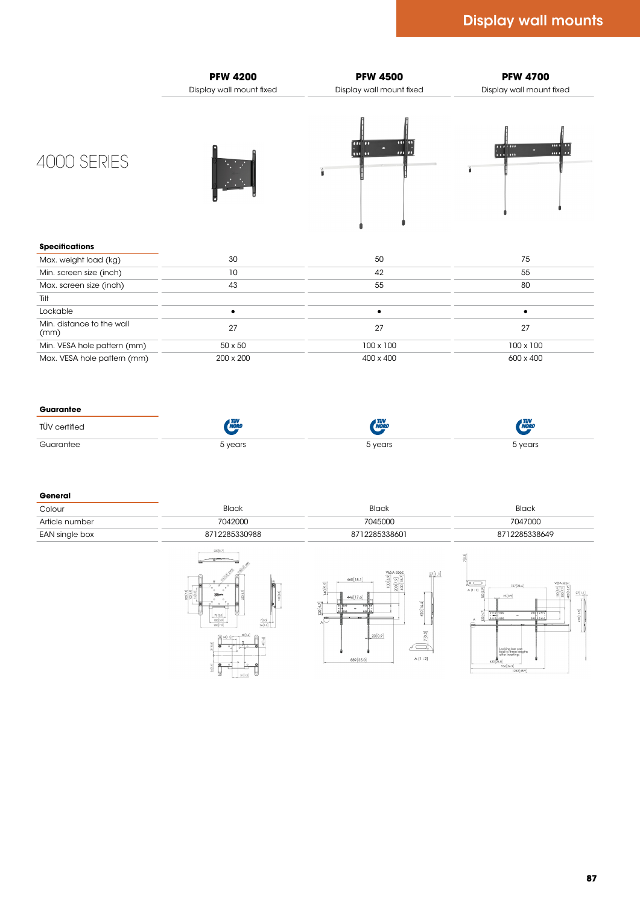# Display wall mounts

## 4000 SERIES

| | PFW 4200 | PFW 4500 | PFW 4700 |
|---|---|---|---|
| | Display wall mount fixed | Display wall mount fixed | Display wall mount fixed |
| **Specifications** | | | |
| Max. weight load (kg) | 30 | 50 | 75 |
| Min. screen size (inch) | 10 | 42 | 55 |
| Max. screen size (inch) | 43 | 55 | 80 |
| Tilt | | | |
| Lockable | • | • | • |
| Min. distance to the wall (mm) | 27 | 27 | 27 |
| Min. VESA hole pattern (mm) | 50 x 50 | 100 x 100 | 100 x 100 |
| Max. VESA hole pattern (mm) | 200 x 200 | 400 x 400 | 600 x 400 |
| **Guarantee** | | | |
| TÜV certified | TÜV NORD | TÜV NORD | TÜV NORD |
| Guarantee | 5 years | 5 years | 5 years |
| **General** | | | |
| Colour | Black | Black | Black |
| Article number | 7042000 | 7045000 | 7047000 |
| EAN single box | 8712285330988 | 8712285338601 | 8712285338649 |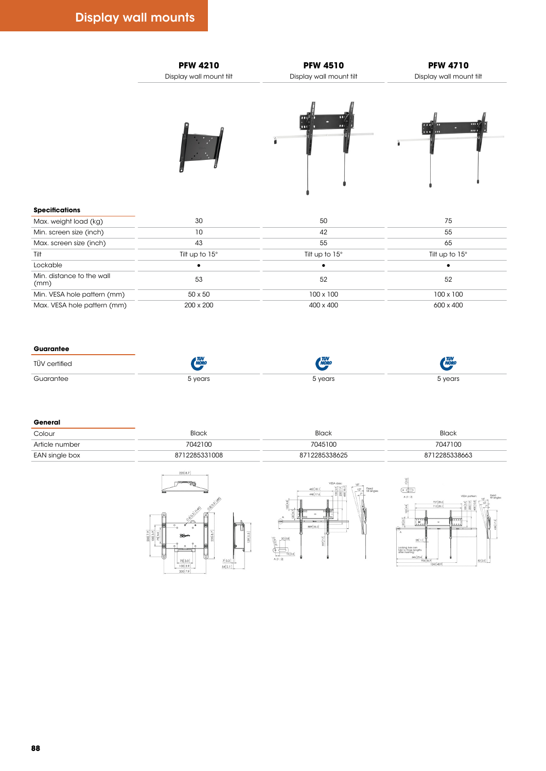# Display wall mounts

| | PFW 4210 | PFW 4510 | PFW 4710 |
|---|---|---|---|
| | Display wall mount tilt | Display wall mount tilt | Display wall mount tilt |
| **Specifications** | | | |
| Max. weight load (kg) | 30 | 50 | 75 |
| Min. screen size (inch) | 10 | 42 | 55 |
| Max. screen size (inch) | 43 | 55 | 65 |
| Tilt | Tilt up to 15° | Tilt up to 15° | Tilt up to 15° |
| Lockable | • | • | • |
| Min. distance to the wall (mm) | 53 | 52 | 52 |
| Min. VESA hole pattern (mm) | 50 x 50 | 100 x 100 | 100 x 100 |
| Max. VESA hole pattern (mm) | 200 x 200 | 400 x 400 | 600 x 400 |
| **Guarantee** | | | |
| TÜV certified | TÜV NORD | TÜV NORD | TÜV NORD |
| Guarantee | 5 years | 5 years | 5 years |
| **General** | | | |
| Colour | Black | Black | Black |
| Article number | 7042100 | 7045100 | 7047100 |
| EAN single box | 8712285331008 | 8712285338625 | 8712285338663 |